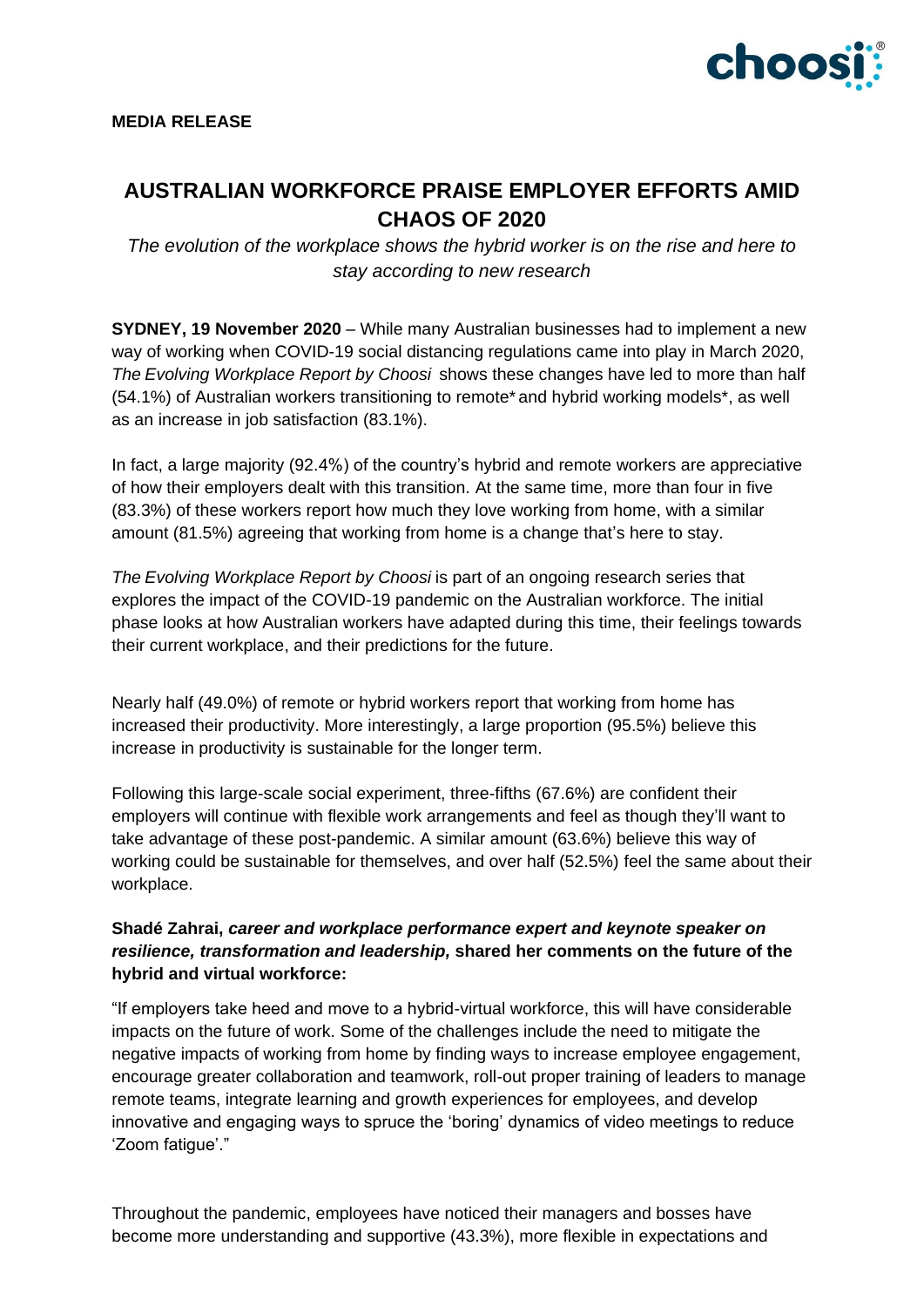**MEDIA RELEASE**

# AUSTRALIAN WORKFORCE PRAISE EMPLOYER EFFORTS AMID CHAOS OF 2020

*The evolution of the workplace shows the hybrid worker is on the rise and here to stay according to new research*

**SYDNEY, 19 November 2020** – While many Australian businesses had to implement a new way of working when COVID-19 social distancing regulations came into play in March 2020, *The Evolving Workplace Report by Choosi* shows these changes have led to more than half (54.1%) of Australian workers transitioning to remote* and hybrid working models*, as well as an increase in job satisfaction (83.1%).

In fact, a large majority (92.4%) of the country's hybrid and remote workers are appreciative of how their employers dealt with this transition. At the same time, more than four in five (83.3%) of these workers report how much they love working from home, with a similar amount (81.5%) agreeing that working from home is a change that's here to stay.

*The Evolving Workplace Report by Choosi* is part of an ongoing research series that explores the impact of the COVID-19 pandemic on the Australian workforce. The initial phase looks at how Australian workers have adapted during this time, their feelings towards their current workplace, and their predictions for the future.

Nearly half (49.0%) of remote or hybrid workers report that working from home has increased their productivity. More interestingly, a large proportion (95.5%) believe this increase in productivity is sustainable for the longer term.

Following this large-scale social experiment, three-fifths (67.6%) are confident their employers will continue with flexible work arrangements and feel as though they'll want to take advantage of these post-pandemic. A similar amount (63.6%) believe this way of working could be sustainable for themselves, and over half (52.5%) feel the same about their workplace.

**Shadé Zahrai, *career and workplace performance expert and keynote speaker on resilience, transformation and leadership,* shared her comments on the future of the hybrid and virtual workforce:**

"If employers take heed and move to a hybrid-virtual workforce, this will have considerable impacts on the future of work. Some of the challenges include the need to mitigate the negative impacts of working from home by finding ways to increase employee engagement, encourage greater collaboration and teamwork, roll-out proper training of leaders to manage remote teams, integrate learning and growth experiences for employees, and develop innovative and engaging ways to spruce the 'boring' dynamics of video meetings to reduce 'Zoom fatigue'."

Throughout the pandemic, employees have noticed their managers and bosses have become more understanding and supportive (43.3%), more flexible in expectations and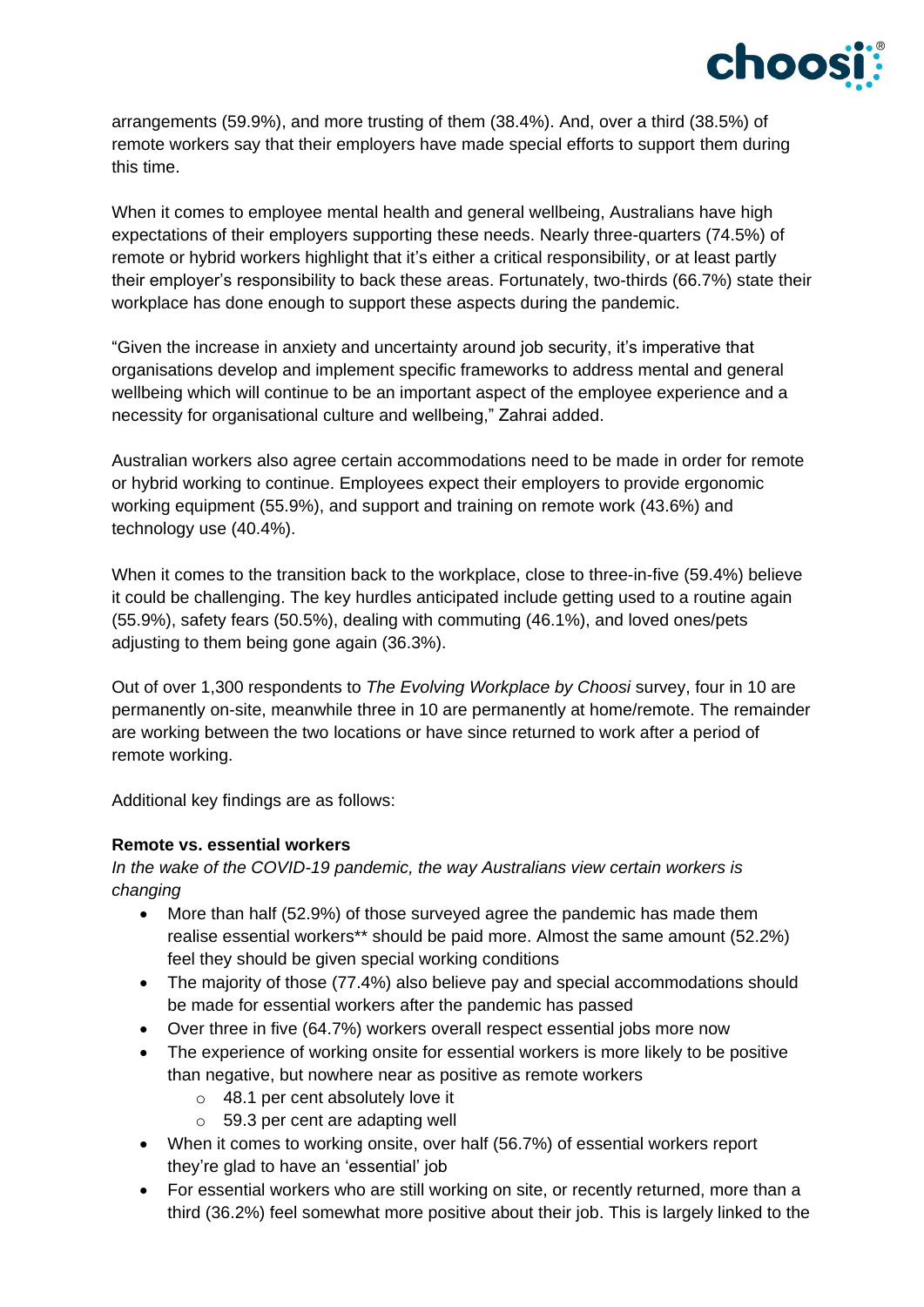arrangements (59.9%), and more trusting of them (38.4%). And, over a third (38.5%) of remote workers say that their employers have made special efforts to support them during this time.

When it comes to employee mental health and general wellbeing, Australians have high expectations of their employers supporting these needs. Nearly three-quarters (74.5%) of remote or hybrid workers highlight that it's either a critical responsibility, or at least partly their employer's responsibility to back these areas. Fortunately, two-thirds (66.7%) state their workplace has done enough to support these aspects during the pandemic.

"Given the increase in anxiety and uncertainty around job security, it's imperative that organisations develop and implement specific frameworks to address mental and general wellbeing which will continue to be an important aspect of the employee experience and a necessity for organisational culture and wellbeing," Zahrai added.

Australian workers also agree certain accommodations need to be made in order for remote or hybrid working to continue. Employees expect their employers to provide ergonomic working equipment (55.9%), and support and training on remote work (43.6%) and technology use (40.4%).

When it comes to the transition back to the workplace, close to three-in-five (59.4%) believe it could be challenging. The key hurdles anticipated include getting used to a routine again (55.9%), safety fears (50.5%), dealing with commuting (46.1%), and loved ones/pets adjusting to them being gone again (36.3%).

Out of over 1,300 respondents to *The Evolving Workplace by Choosi* survey, four in 10 are permanently on-site, meanwhile three in 10 are permanently at home/remote. The remainder are working between the two locations or have since returned to work after a period of remote working.

Additional key findings are as follows:

**Remote vs. essential workers**

*In the wake of the COVID-19 pandemic, the way Australians view certain workers is changing*

- More than half (52.9%) of those surveyed agree the pandemic has made them realise essential workers** should be paid more. Almost the same amount (52.2%) feel they should be given special working conditions
- The majority of those (77.4%) also believe pay and special accommodations should be made for essential workers after the pandemic has passed
- Over three in five (64.7%) workers overall respect essential jobs more now
- The experience of working onsite for essential workers is more likely to be positive than negative, but nowhere near as positive as remote workers
  - 48.1 per cent absolutely love it
  - 59.3 per cent are adapting well
- When it comes to working onsite, over half (56.7%) of essential workers report they're glad to have an 'essential' job
- For essential workers who are still working on site, or recently returned, more than a third (36.2%) feel somewhat more positive about their job. This is largely linked to the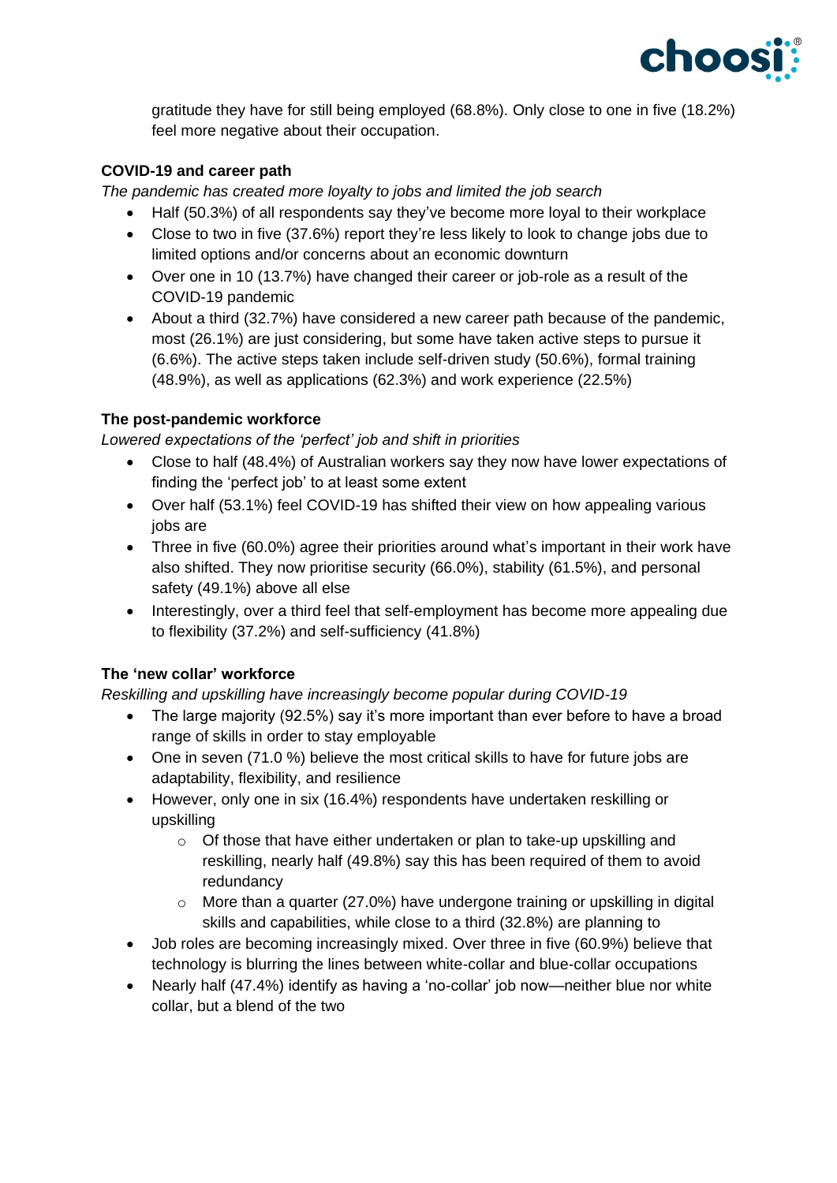gratitude they have for still being employed (68.8%). Only close to one in five (18.2%) feel more negative about their occupation.

**COVID-19 and career path**

*The pandemic has created more loyalty to jobs and limited the job search*

- Half (50.3%) of all respondents say they've become more loyal to their workplace
- Close to two in five (37.6%) report they're less likely to look to change jobs due to limited options and/or concerns about an economic downturn
- Over one in 10 (13.7%) have changed their career or job-role as a result of the COVID-19 pandemic
- About a third (32.7%) have considered a new career path because of the pandemic, most (26.1%) are just considering, but some have taken active steps to pursue it (6.6%). The active steps taken include self-driven study (50.6%), formal training (48.9%), as well as applications (62.3%) and work experience (22.5%)

**The post-pandemic workforce**

*Lowered expectations of the 'perfect' job and shift in priorities*

- Close to half (48.4%) of Australian workers say they now have lower expectations of finding the 'perfect job' to at least some extent
- Over half (53.1%) feel COVID-19 has shifted their view on how appealing various jobs are
- Three in five (60.0%) agree their priorities around what's important in their work have also shifted. They now prioritise security (66.0%), stability (61.5%), and personal safety (49.1%) above all else
- Interestingly, over a third feel that self-employment has become more appealing due to flexibility (37.2%) and self-sufficiency (41.8%)

**The 'new collar' workforce**

*Reskilling and upskilling have increasingly become popular during COVID-19*

- The large majority (92.5%) say it's more important than ever before to have a broad range of skills in order to stay employable
- One in seven (71.0 %) believe the most critical skills to have for future jobs are adaptability, flexibility, and resilience
- However, only one in six (16.4%) respondents have undertaken reskilling or upskilling
  - Of those that have either undertaken or plan to take-up upskilling and reskilling, nearly half (49.8%) say this has been required of them to avoid redundancy
  - More than a quarter (27.0%) have undergone training or upskilling in digital skills and capabilities, while close to a third (32.8%) are planning to
- Job roles are becoming increasingly mixed. Over three in five (60.9%) believe that technology is blurring the lines between white-collar and blue-collar occupations
- Nearly half (47.4%) identify as having a 'no-collar' job now—neither blue nor white collar, but a blend of the two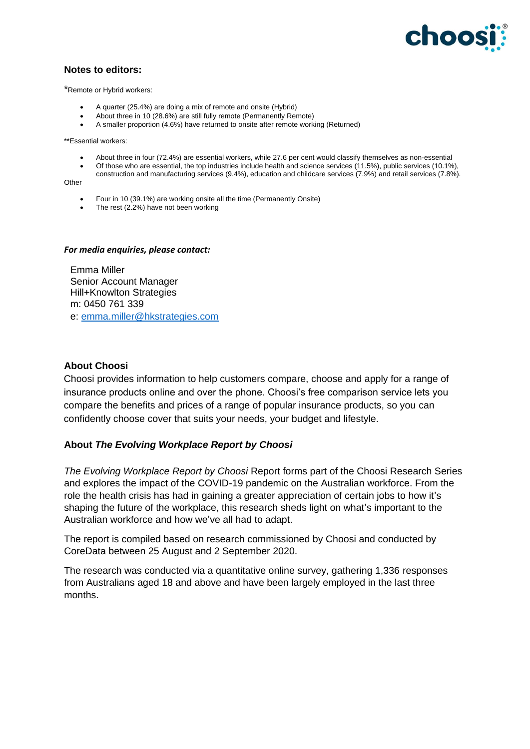**Notes to editors:**

*Remote or Hybrid workers:

- A quarter (25.4%) are doing a mix of remote and onsite (Hybrid)
- About three in 10 (28.6%) are still fully remote (Permanently Remote)
- A smaller proportion (4.6%) have returned to onsite after remote working (Returned)

**Essential workers:

- About three in four (72.4%) are essential workers, while 27.6 per cent would classify themselves as non-essential
- Of those who are essential, the top industries include health and science services (11.5%), public services (10.1%), construction and manufacturing services (9.4%), education and childcare services (7.9%) and retail services (7.8%).

Other

- Four in 10 (39.1%) are working onsite all the time (Permanently Onsite)
- The rest (2.2%) have not been working

***For media enquiries, please contact:***

Emma Miller
Senior Account Manager
Hill+Knowlton Strategies
m: 0450 761 339
e: emma.miller@hkstrategies.com

**About Choosi**

Choosi provides information to help customers compare, choose and apply for a range of insurance products online and over the phone. Choosi's free comparison service lets you compare the benefits and prices of a range of popular insurance products, so you can confidently choose cover that suits your needs, your budget and lifestyle.

**About *The Evolving Workplace Report by Choosi***

*The Evolving Workplace Report by Choosi* Report forms part of the Choosi Research Series and explores the impact of the COVID-19 pandemic on the Australian workforce. From the role the health crisis has had in gaining a greater appreciation of certain jobs to how it's shaping the future of the workplace, this research sheds light on what's important to the Australian workforce and how we've all had to adapt.

The report is compiled based on research commissioned by Choosi and conducted by CoreData between 25 August and 2 September 2020.

The research was conducted via a quantitative online survey, gathering 1,336 responses from Australians aged 18 and above and have been largely employed in the last three months.